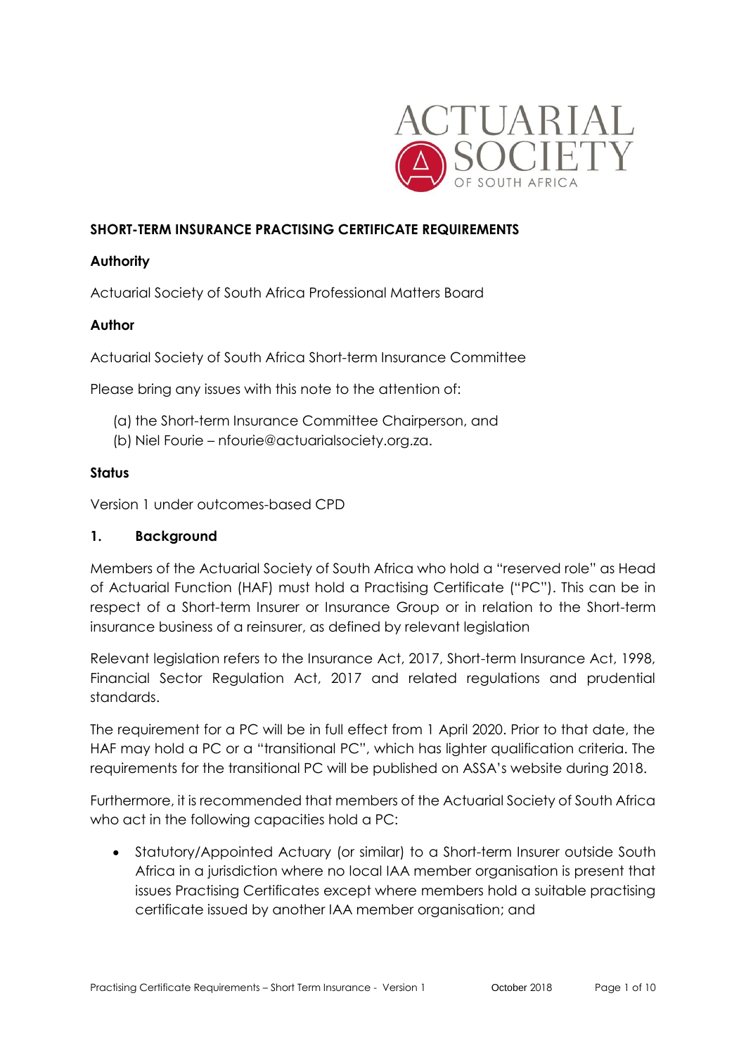**SHORT-TERM INSURANCE PRACTISING CERTIFICATE REQUIREMENTS**

**Authority**

Actuarial Society of South Africa Professional Matters Board

**Author**

Actuarial Society of South Africa Short-term Insurance Committee

Please bring any issues with this note to the attention of:

(a) the Short-term Insurance Committee Chairperson, and
(b) Niel Fourie – nfourie@actuarialsociety.org.za.

**Status**

Version 1 under outcomes-based CPD

## 1. Background

Members of the Actuarial Society of South Africa who hold a "reserved role" as Head of Actuarial Function (HAF) must hold a Practising Certificate ("PC"). This can be in respect of a Short-term Insurer or Insurance Group or in relation to the Short-term insurance business of a reinsurer, as defined by relevant legislation

Relevant legislation refers to the Insurance Act, 2017, Short-term Insurance Act, 1998, Financial Sector Regulation Act, 2017 and related regulations and prudential standards.

The requirement for a PC will be in full effect from 1 April 2020. Prior to that date, the HAF may hold a PC or a "transitional PC", which has lighter qualification criteria. The requirements for the transitional PC will be published on ASSA's website during 2018.

Furthermore, it is recommended that members of the Actuarial Society of South Africa who act in the following capacities hold a PC:

- Statutory/Appointed Actuary (or similar) to a Short-term Insurer outside South Africa in a jurisdiction where no local IAA member organisation is present that issues Practising Certificates except where members hold a suitable practising certificate issued by another IAA member organisation; and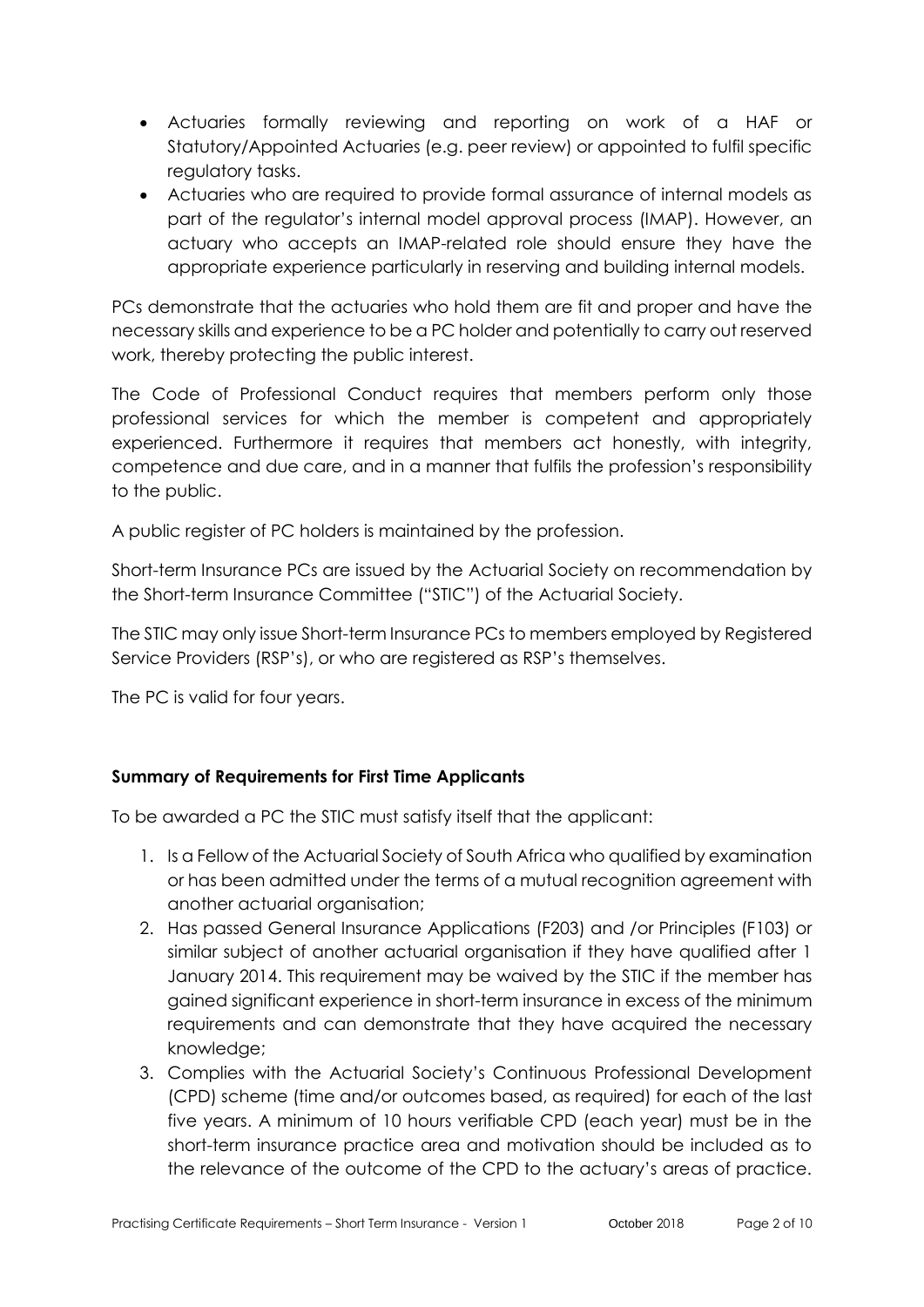- Actuaries formally reviewing and reporting on work of a HAF or Statutory/Appointed Actuaries (e.g. peer review) or appointed to fulfil specific regulatory tasks.
- Actuaries who are required to provide formal assurance of internal models as part of the regulator's internal model approval process (IMAP). However, an actuary who accepts an IMAP-related role should ensure they have the appropriate experience particularly in reserving and building internal models.

PCs demonstrate that the actuaries who hold them are fit and proper and have the necessary skills and experience to be a PC holder and potentially to carry out reserved work, thereby protecting the public interest.

The Code of Professional Conduct requires that members perform only those professional services for which the member is competent and appropriately experienced. Furthermore it requires that members act honestly, with integrity, competence and due care, and in a manner that fulfils the profession's responsibility to the public.

A public register of PC holders is maintained by the profession.

Short-term Insurance PCs are issued by the Actuarial Society on recommendation by the Short-term Insurance Committee ("STIC") of the Actuarial Society.

The STIC may only issue Short-term Insurance PCs to members employed by Registered Service Providers (RSP's), or who are registered as RSP's themselves.

The PC is valid for four years.

**Summary of Requirements for First Time Applicants**

To be awarded a PC the STIC must satisfy itself that the applicant:

1. Is a Fellow of the Actuarial Society of South Africa who qualified by examination or has been admitted under the terms of a mutual recognition agreement with another actuarial organisation;
2. Has passed General Insurance Applications (F203) and /or Principles (F103) or similar subject of another actuarial organisation if they have qualified after 1 January 2014. This requirement may be waived by the STIC if the member has gained significant experience in short-term insurance in excess of the minimum requirements and can demonstrate that they have acquired the necessary knowledge;
3. Complies with the Actuarial Society's Continuous Professional Development (CPD) scheme (time and/or outcomes based, as required) for each of the last five years. A minimum of 10 hours verifiable CPD (each year) must be in the short-term insurance practice area and motivation should be included as to the relevance of the outcome of the CPD to the actuary's areas of practice.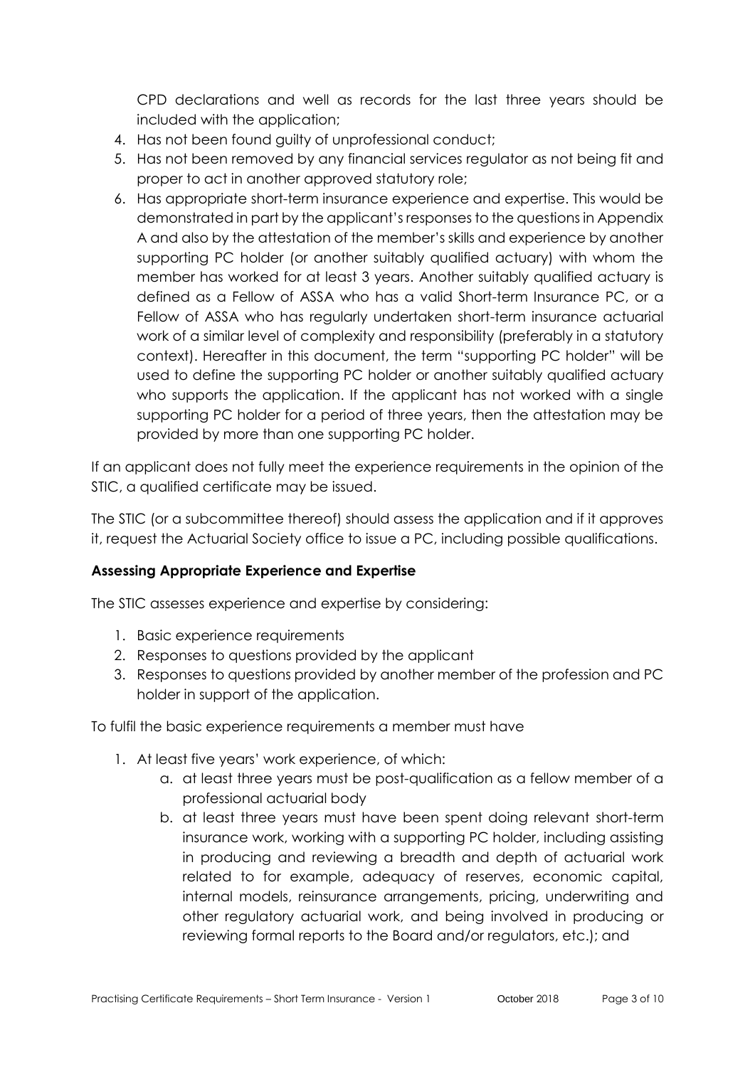CPD declarations and well as records for the last three years should be included with the application;

4. Has not been found guilty of unprofessional conduct;
5. Has not been removed by any financial services regulator as not being fit and proper to act in another approved statutory role;
6. Has appropriate short-term insurance experience and expertise. This would be demonstrated in part by the applicant's responses to the questions in Appendix A and also by the attestation of the member's skills and experience by another supporting PC holder (or another suitably qualified actuary) with whom the member has worked for at least 3 years. Another suitably qualified actuary is defined as a Fellow of ASSA who has a valid Short-term Insurance PC, or a Fellow of ASSA who has regularly undertaken short-term insurance actuarial work of a similar level of complexity and responsibility (preferably in a statutory context). Hereafter in this document, the term "supporting PC holder" will be used to define the supporting PC holder or another suitably qualified actuary who supports the application. If the applicant has not worked with a single supporting PC holder for a period of three years, then the attestation may be provided by more than one supporting PC holder.

If an applicant does not fully meet the experience requirements in the opinion of the STIC, a qualified certificate may be issued.

The STIC (or a subcommittee thereof) should assess the application and if it approves it, request the Actuarial Society office to issue a PC, including possible qualifications.

**Assessing Appropriate Experience and Expertise**

The STIC assesses experience and expertise by considering:

1. Basic experience requirements
2. Responses to questions provided by the applicant
3. Responses to questions provided by another member of the profession and PC holder in support of the application.

To fulfil the basic experience requirements a member must have

1. At least five years' work experience, of which:
   a. at least three years must be post-qualification as a fellow member of a professional actuarial body
   b. at least three years must have been spent doing relevant short-term insurance work, working with a supporting PC holder, including assisting in producing and reviewing a breadth and depth of actuarial work related to for example, adequacy of reserves, economic capital, internal models, reinsurance arrangements, pricing, underwriting and other regulatory actuarial work, and being involved in producing or reviewing formal reports to the Board and/or regulators, etc.); and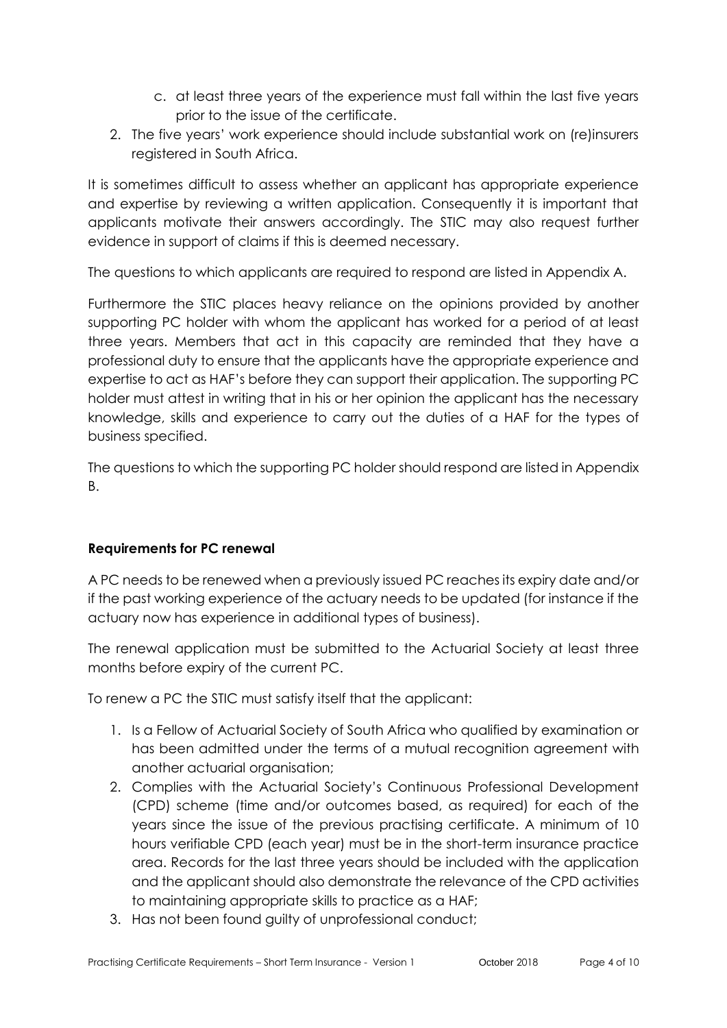c. at least three years of the experience must fall within the last five years prior to the issue of the certificate.

2. The five years' work experience should include substantial work on (re)insurers registered in South Africa.

It is sometimes difficult to assess whether an applicant has appropriate experience and expertise by reviewing a written application. Consequently it is important that applicants motivate their answers accordingly. The STIC may also request further evidence in support of claims if this is deemed necessary.

The questions to which applicants are required to respond are listed in Appendix A.

Furthermore the STIC places heavy reliance on the opinions provided by another supporting PC holder with whom the applicant has worked for a period of at least three years. Members that act in this capacity are reminded that they have a professional duty to ensure that the applicants have the appropriate experience and expertise to act as HAF's before they can support their application. The supporting PC holder must attest in writing that in his or her opinion the applicant has the necessary knowledge, skills and experience to carry out the duties of a HAF for the types of business specified.

The questions to which the supporting PC holder should respond are listed in Appendix B.

**Requirements for PC renewal**

A PC needs to be renewed when a previously issued PC reaches its expiry date and/or if the past working experience of the actuary needs to be updated (for instance if the actuary now has experience in additional types of business).

The renewal application must be submitted to the Actuarial Society at least three months before expiry of the current PC.

To renew a PC the STIC must satisfy itself that the applicant:

1. Is a Fellow of Actuarial Society of South Africa who qualified by examination or has been admitted under the terms of a mutual recognition agreement with another actuarial organisation;
2. Complies with the Actuarial Society's Continuous Professional Development (CPD) scheme (time and/or outcomes based, as required) for each of the years since the issue of the previous practising certificate. A minimum of 10 hours verifiable CPD (each year) must be in the short-term insurance practice area. Records for the last three years should be included with the application and the applicant should also demonstrate the relevance of the CPD activities to maintaining appropriate skills to practice as a HAF;
3. Has not been found guilty of unprofessional conduct;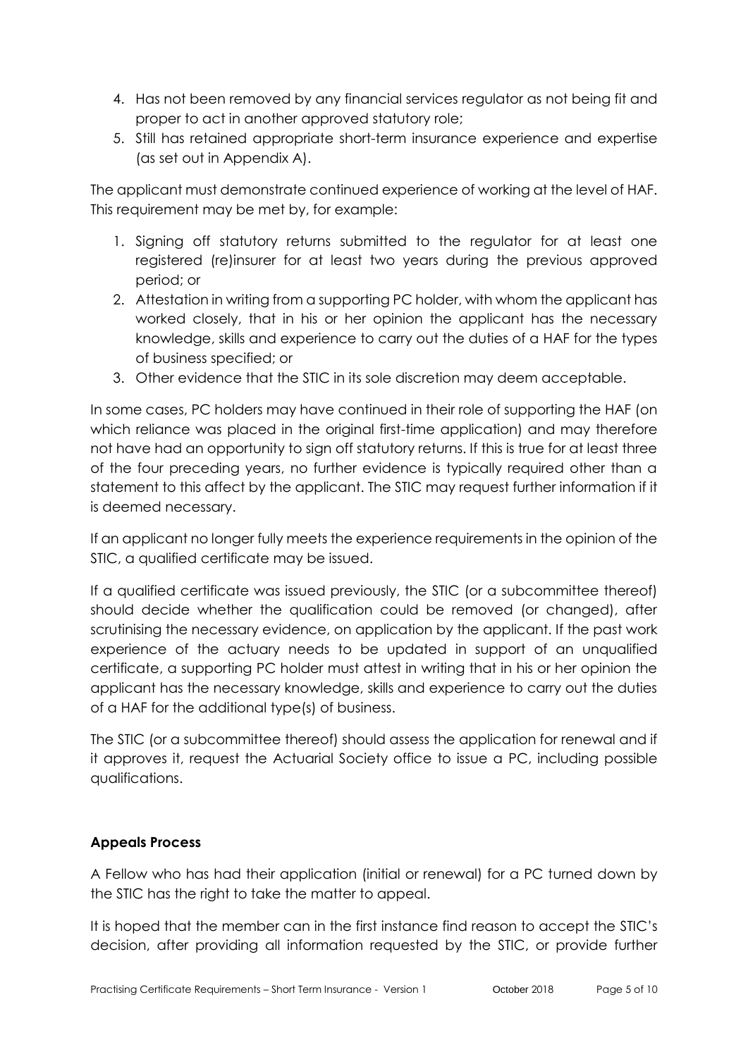4. Has not been removed by any financial services regulator as not being fit and proper to act in another approved statutory role;
5. Still has retained appropriate short-term insurance experience and expertise (as set out in Appendix A).

The applicant must demonstrate continued experience of working at the level of HAF. This requirement may be met by, for example:

1. Signing off statutory returns submitted to the regulator for at least one registered (re)insurer for at least two years during the previous approved period; or
2. Attestation in writing from a supporting PC holder, with whom the applicant has worked closely, that in his or her opinion the applicant has the necessary knowledge, skills and experience to carry out the duties of a HAF for the types of business specified; or
3. Other evidence that the STIC in its sole discretion may deem acceptable.

In some cases, PC holders may have continued in their role of supporting the HAF (on which reliance was placed in the original first-time application) and may therefore not have had an opportunity to sign off statutory returns. If this is true for at least three of the four preceding years, no further evidence is typically required other than a statement to this affect by the applicant. The STIC may request further information if it is deemed necessary.

If an applicant no longer fully meets the experience requirements in the opinion of the STIC, a qualified certificate may be issued.

If a qualified certificate was issued previously, the STIC (or a subcommittee thereof) should decide whether the qualification could be removed (or changed), after scrutinising the necessary evidence, on application by the applicant. If the past work experience of the actuary needs to be updated in support of an unqualified certificate, a supporting PC holder must attest in writing that in his or her opinion the applicant has the necessary knowledge, skills and experience to carry out the duties of a HAF for the additional type(s) of business.

The STIC (or a subcommittee thereof) should assess the application for renewal and if it approves it, request the Actuarial Society office to issue a PC, including possible qualifications.

**Appeals Process**

A Fellow who has had their application (initial or renewal) for a PC turned down by the STIC has the right to take the matter to appeal.

It is hoped that the member can in the first instance find reason to accept the STIC's decision, after providing all information requested by the STIC, or provide further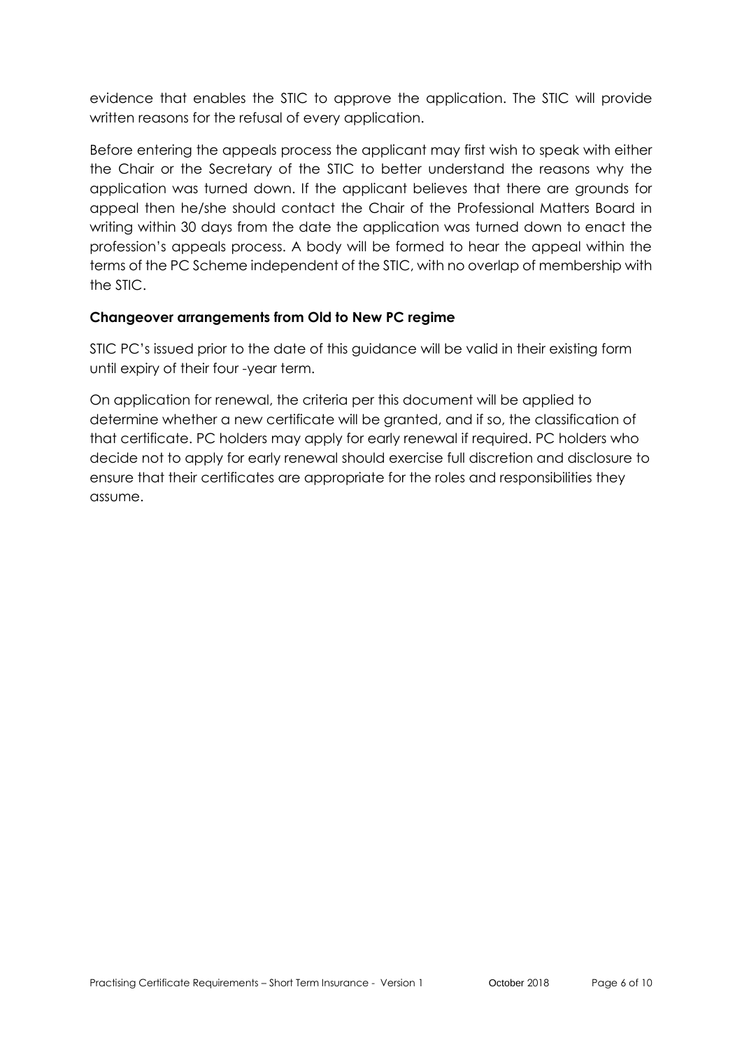evidence that enables the STIC to approve the application. The STIC will provide written reasons for the refusal of every application.

Before entering the appeals process the applicant may first wish to speak with either the Chair or the Secretary of the STIC to better understand the reasons why the application was turned down. If the applicant believes that there are grounds for appeal then he/she should contact the Chair of the Professional Matters Board in writing within 30 days from the date the application was turned down to enact the profession's appeals process. A body will be formed to hear the appeal within the terms of the PC Scheme independent of the STIC, with no overlap of membership with the STIC.

**Changeover arrangements from Old to New PC regime**

STIC PC's issued prior to the date of this guidance will be valid in their existing form until expiry of their four -year term.

On application for renewal, the criteria per this document will be applied to determine whether a new certificate will be granted, and if so, the classification of that certificate. PC holders may apply for early renewal if required. PC holders who decide not to apply for early renewal should exercise full discretion and disclosure to ensure that their certificates are appropriate for the roles and responsibilities they assume.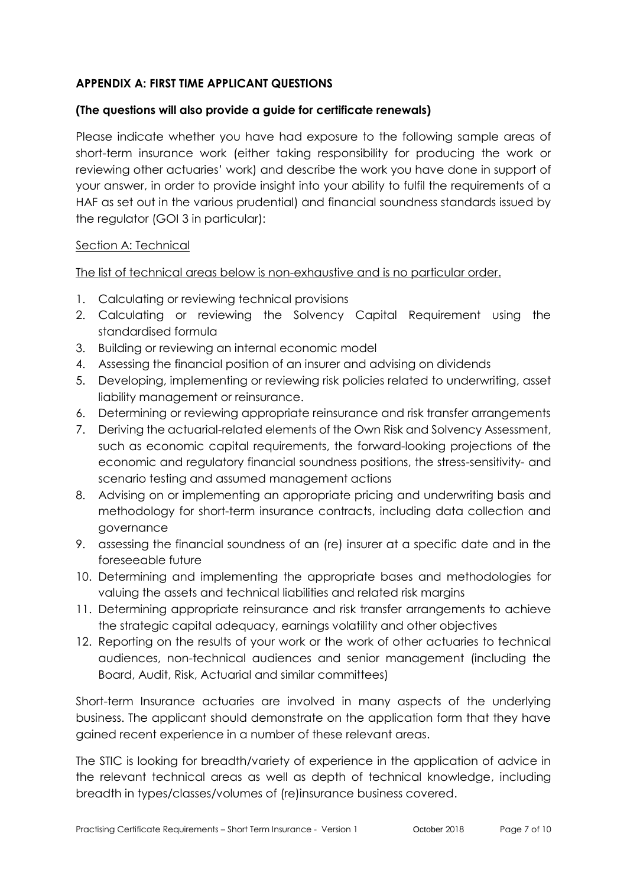**APPENDIX A: FIRST TIME APPLICANT QUESTIONS**

**(The questions will also provide a guide for certificate renewals)**

Please indicate whether you have had exposure to the following sample areas of short-term insurance work (either taking responsibility for producing the work or reviewing other actuaries' work) and describe the work you have done in support of your answer, in order to provide insight into your ability to fulfil the requirements of a HAF as set out in the various prudential) and financial soundness standards issued by the regulator (GOI 3 in particular):

<u>Section A: Technical</u>

<u>The list of technical areas below is non-exhaustive and is no particular order.</u>

1. Calculating or reviewing technical provisions
2. Calculating or reviewing the Solvency Capital Requirement using the standardised formula
3. Building or reviewing an internal economic model
4. Assessing the financial position of an insurer and advising on dividends
5. Developing, implementing or reviewing risk policies related to underwriting, asset liability management or reinsurance.
6. Determining or reviewing appropriate reinsurance and risk transfer arrangements
7. Deriving the actuarial-related elements of the Own Risk and Solvency Assessment, such as economic capital requirements, the forward-looking projections of the economic and regulatory financial soundness positions, the stress-sensitivity- and scenario testing and assumed management actions
8. Advising on or implementing an appropriate pricing and underwriting basis and methodology for short-term insurance contracts, including data collection and governance
9. assessing the financial soundness of an (re) insurer at a specific date and in the foreseeable future
10. Determining and implementing the appropriate bases and methodologies for valuing the assets and technical liabilities and related risk margins
11. Determining appropriate reinsurance and risk transfer arrangements to achieve the strategic capital adequacy, earnings volatility and other objectives
12. Reporting on the results of your work or the work of other actuaries to technical audiences, non-technical audiences and senior management (including the Board, Audit, Risk, Actuarial and similar committees)

Short-term Insurance actuaries are involved in many aspects of the underlying business. The applicant should demonstrate on the application form that they have gained recent experience in a number of these relevant areas.

The STIC is looking for breadth/variety of experience in the application of advice in the relevant technical areas as well as depth of technical knowledge, including breadth in types/classes/volumes of (re)insurance business covered.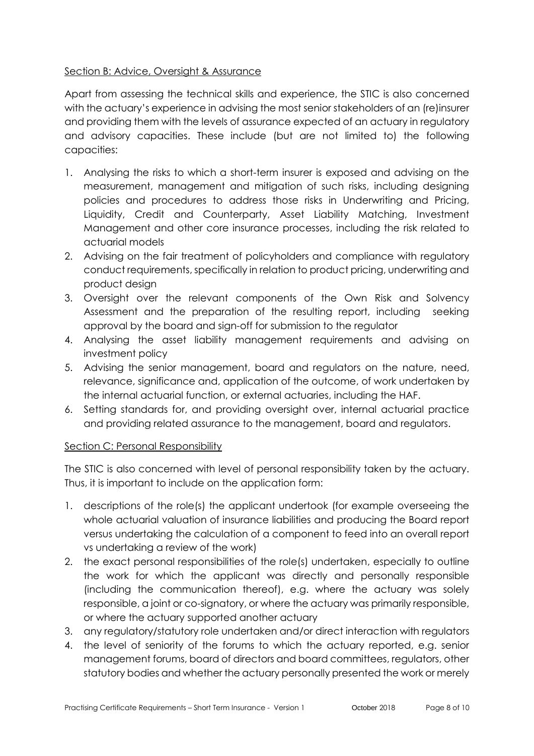Section B: Advice, Oversight & Assurance

Apart from assessing the technical skills and experience, the STIC is also concerned with the actuary's experience in advising the most senior stakeholders of an (re)insurer and providing them with the levels of assurance expected of an actuary in regulatory and advisory capacities. These include (but are not limited to) the following capacities:

1. Analysing the risks to which a short-term insurer is exposed and advising on the measurement, management and mitigation of such risks, including designing policies and procedures to address those risks in Underwriting and Pricing, Liquidity, Credit and Counterparty, Asset Liability Matching, Investment Management and other core insurance processes, including the risk related to actuarial models
2. Advising on the fair treatment of policyholders and compliance with regulatory conduct requirements, specifically in relation to product pricing, underwriting and product design
3. Oversight over the relevant components of the Own Risk and Solvency Assessment and the preparation of the resulting report, including seeking approval by the board and sign-off for submission to the regulator
4. Analysing the asset liability management requirements and advising on investment policy
5. Advising the senior management, board and regulators on the nature, need, relevance, significance and, application of the outcome, of work undertaken by the internal actuarial function, or external actuaries, including the HAF.
6. Setting standards for, and providing oversight over, internal actuarial practice and providing related assurance to the management, board and regulators.

Section C: Personal Responsibility

The STIC is also concerned with level of personal responsibility taken by the actuary. Thus, it is important to include on the application form:

1. descriptions of the role(s) the applicant undertook (for example overseeing the whole actuarial valuation of insurance liabilities and producing the Board report versus undertaking the calculation of a component to feed into an overall report vs undertaking a review of the work)
2. the exact personal responsibilities of the role(s) undertaken, especially to outline the work for which the applicant was directly and personally responsible (including the communication thereof), e.g. where the actuary was solely responsible, a joint or co-signatory, or where the actuary was primarily responsible, or where the actuary supported another actuary
3. any regulatory/statutory role undertaken and/or direct interaction with regulators
4. the level of seniority of the forums to which the actuary reported, e.g. senior management forums, board of directors and board committees, regulators, other statutory bodies and whether the actuary personally presented the work or merely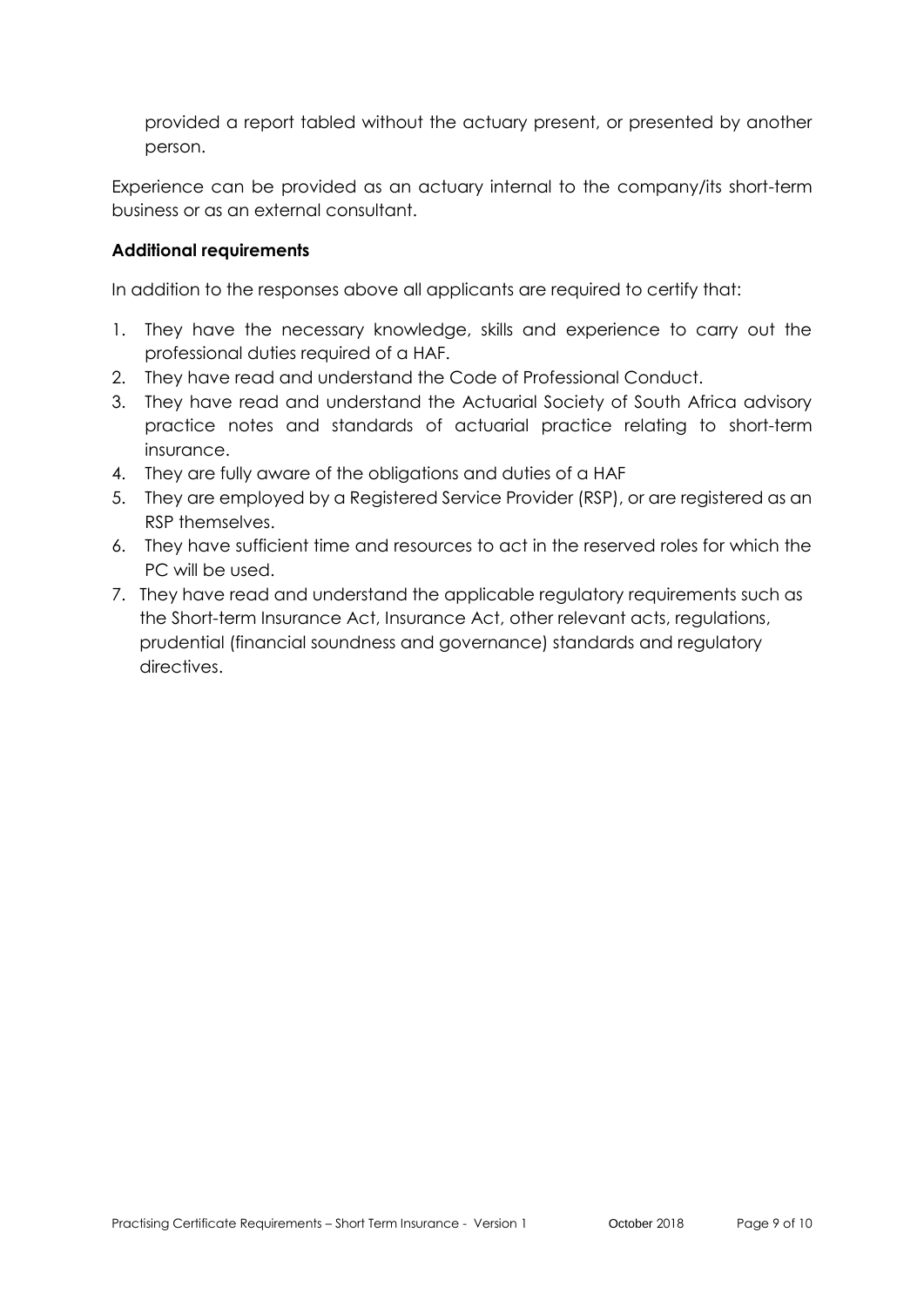provided a report tabled without the actuary present, or presented by another person.

Experience can be provided as an actuary internal to the company/its short-term business or as an external consultant.

**Additional requirements**

In addition to the responses above all applicants are required to certify that:

1. They have the necessary knowledge, skills and experience to carry out the professional duties required of a HAF.
2. They have read and understand the Code of Professional Conduct.
3. They have read and understand the Actuarial Society of South Africa advisory practice notes and standards of actuarial practice relating to short-term insurance.
4. They are fully aware of the obligations and duties of a HAF
5. They are employed by a Registered Service Provider (RSP), or are registered as an RSP themselves.
6. They have sufficient time and resources to act in the reserved roles for which the PC will be used.
7. They have read and understand the applicable regulatory requirements such as the Short-term Insurance Act, Insurance Act, other relevant acts, regulations, prudential (financial soundness and governance) standards and regulatory directives.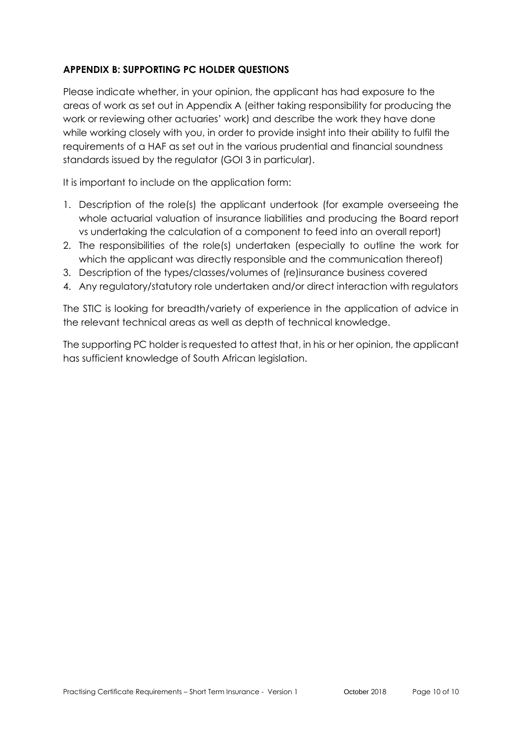## APPENDIX B: SUPPORTING PC HOLDER QUESTIONS

Please indicate whether, in your opinion, the applicant has had exposure to the areas of work as set out in Appendix A (either taking responsibility for producing the work or reviewing other actuaries' work) and describe the work they have done while working closely with you, in order to provide insight into their ability to fulfil the requirements of a HAF as set out in the various prudential and financial soundness standards issued by the regulator (GOI 3 in particular).

It is important to include on the application form:

1. Description of the role(s) the applicant undertook (for example overseeing the whole actuarial valuation of insurance liabilities and producing the Board report vs undertaking the calculation of a component to feed into an overall report)
2. The responsibilities of the role(s) undertaken (especially to outline the work for which the applicant was directly responsible and the communication thereof)
3. Description of the types/classes/volumes of (re)insurance business covered
4. Any regulatory/statutory role undertaken and/or direct interaction with regulators

The STIC is looking for breadth/variety of experience in the application of advice in the relevant technical areas as well as depth of technical knowledge.

The supporting PC holder is requested to attest that, in his or her opinion, the applicant has sufficient knowledge of South African legislation.